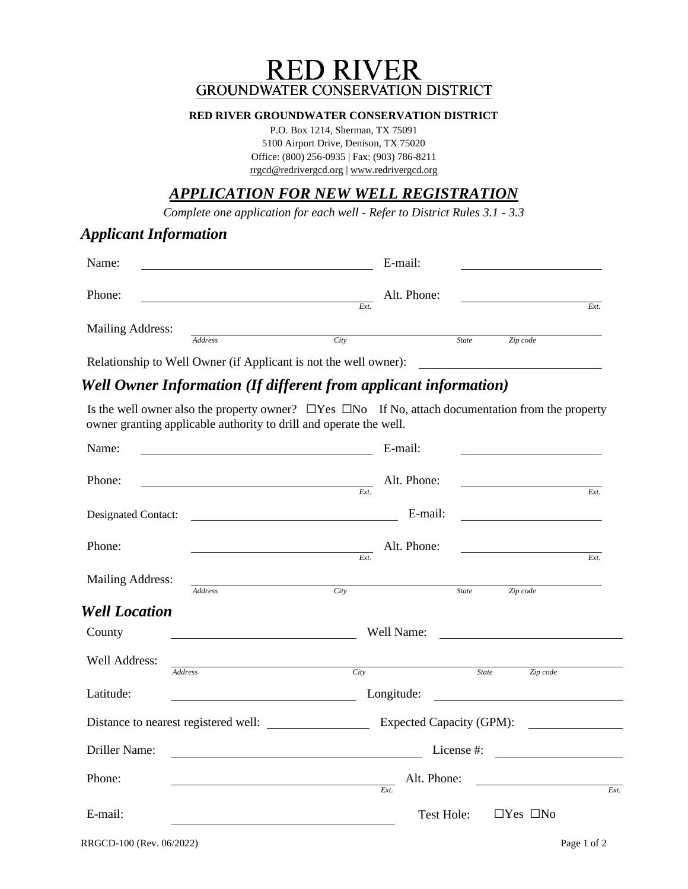# RED RIVER
## GROUNDWATER CONSERVATION DISTRICT

**RED RIVER GROUNDWATER CONSERVATION DISTRICT**

P.O. Box 1214, Sherman, TX 75091
5100 Airport Drive, Denison, TX 75020
Office: (800) 256-0935 | Fax: (903) 786-8211
rrgcd@redrivergcd.org | www.redrivergcd.org

## ***APPLICATION FOR NEW WELL REGISTRATION***

*Complete one application for each well - Refer to District Rules 3.1 - 3.3*

### *Applicant Information*

Name: ______________________ E-mail: ______________________

Phone: ______________________ *Ext.* Alt. Phone: ______________________ *Ext.*

Mailing Address: ______________________
*Address* *City* *State* *Zip code*

Relationship to Well Owner (if Applicant is not the well owner): ______________________

### *Well Owner Information (If different from applicant information)*

Is the well owner also the property owner? ☐Yes ☐No If No, attach documentation from the property owner granting applicable authority to drill and operate the well.

Name: ______________________ E-mail: ______________________

Phone: ______________________ *Ext.* Alt. Phone: ______________________ *Ext.*

Designated Contact: ______________________ E-mail: ______________________

Phone: ______________________ *Ext.* Alt. Phone: ______________________ *Ext.*

Mailing Address: ______________________
*Address* *City* *State* *Zip code*

### *Well Location*

County ______________________ Well Name: ______________________

Well Address: ______________________
*Address* *City* *State* *Zip code*

Latitude: ______________________ Longitude: ______________________

Distance to nearest registered well: ______________ Expected Capacity (GPM): ______________

Driller Name: ______________________ License #: ______________________

Phone: ______________________ *Ext.* Alt. Phone: ______________________ *Ext.*

E-mail: ______________________ Test Hole: ☐Yes ☐No

RRGCD-100 (Rev. 06/2022)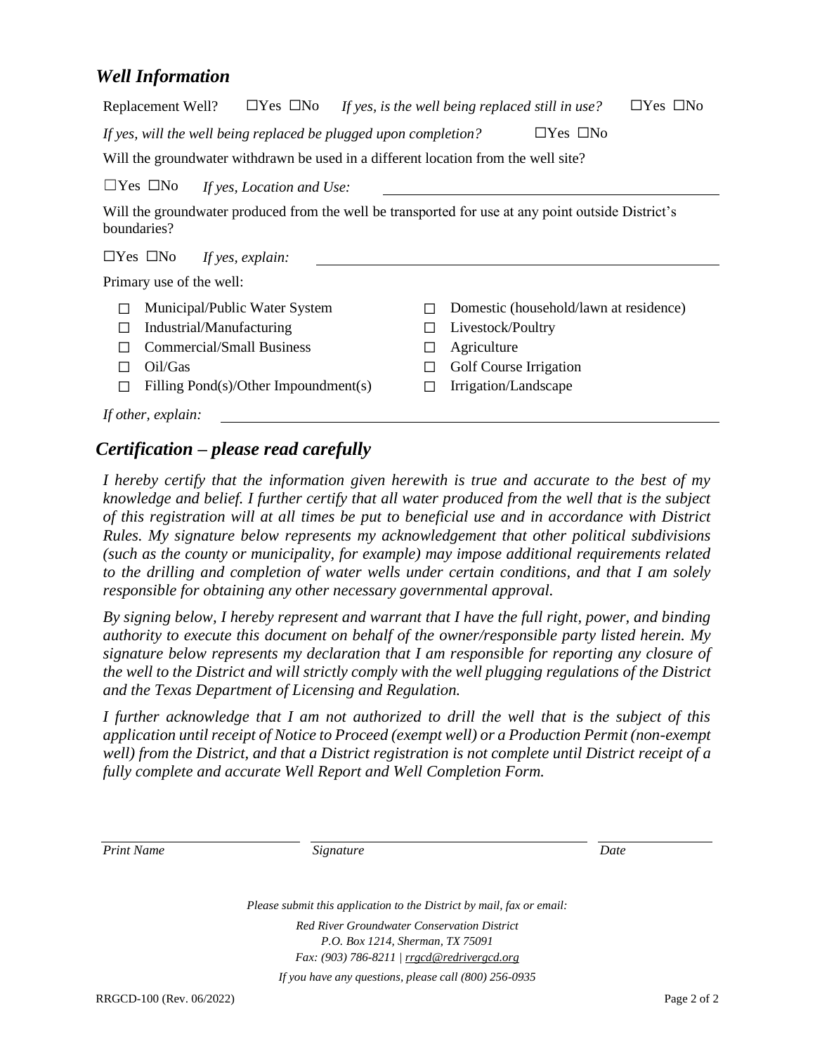## *Well Information*

Replacement Well? ☐Yes ☐No *If yes, is the well being replaced still in use?* ☐Yes ☐No

*If yes, will the well being replaced be plugged upon completion?* ☐Yes ☐No

Will the groundwater withdrawn be used in a different location from the well site?

☐Yes ☐No *If yes, Location and Use:* ______________________________

Will the groundwater produced from the well be transported for use at any point outside District's boundaries?

☐Yes ☐No *If yes, explain:* ______________________________

Primary use of the well:

- ☐ Municipal/Public Water System
- ☐ Industrial/Manufacturing
- ☐ Commercial/Small Business
- ☐ Oil/Gas
- ☐ Filling Pond(s)/Other Impoundment(s)
- ☐ Domestic (household/lawn at residence)
- ☐ Livestock/Poultry
- ☐ Agriculture
- ☐ Golf Course Irrigation
- ☐ Irrigation/Landscape

*If other, explain:* ______________________________

## *Certification – please read carefully*

*I hereby certify that the information given herewith is true and accurate to the best of my knowledge and belief. I further certify that all water produced from the well that is the subject of this registration will at all times be put to beneficial use and in accordance with District Rules. My signature below represents my acknowledgement that other political subdivisions (such as the county or municipality, for example) may impose additional requirements related to the drilling and completion of water wells under certain conditions, and that I am solely responsible for obtaining any other necessary governmental approval.*

*By signing below, I hereby represent and warrant that I have the full right, power, and binding authority to execute this document on behalf of the owner/responsible party listed herein. My signature below represents my declaration that I am responsible for reporting any closure of the well to the District and will strictly comply with the well plugging regulations of the District and the Texas Department of Licensing and Regulation.*

*I further acknowledge that I am not authorized to drill the well that is the subject of this application until receipt of Notice to Proceed (exempt well) or a Production Permit (non-exempt well) from the District, and that a District registration is not complete until District receipt of a fully complete and accurate Well Report and Well Completion Form.*

______________________ ______________________________ ______________

*Print Name* *Signature* *Date*

*Please submit this application to the District by mail, fax or email:*

*Red River Groundwater Conservation District*
*P.O. Box 1214, Sherman, TX 75091*
*Fax: (903) 786-8211 | rrgcd@redrivergcd.org*

*If you have any questions, please call (800) 256-0935*

RRGCD-100 (Rev. 06/2022)